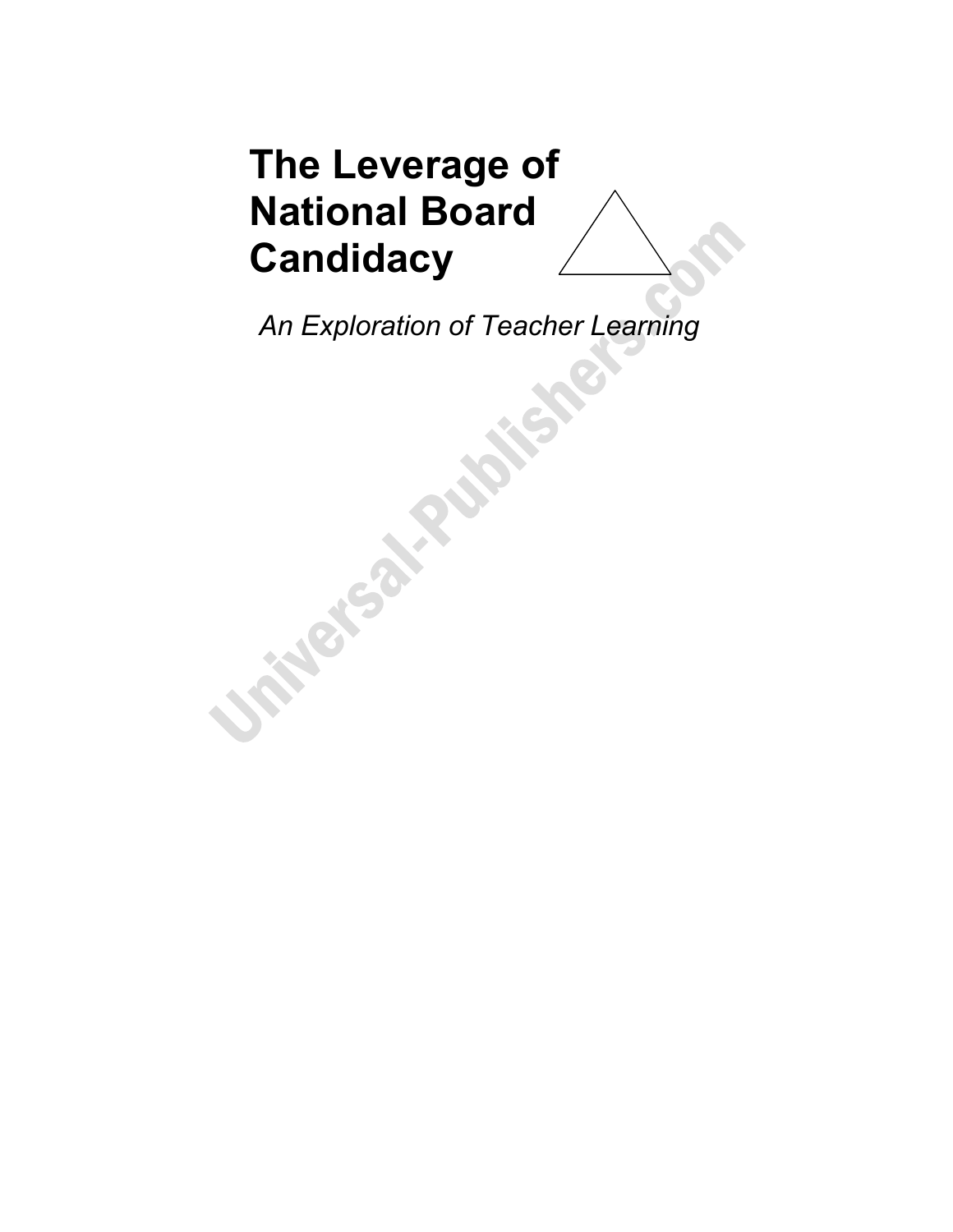# The Leverage of National Board Candidacy

*An Exploration of Teacher Learning*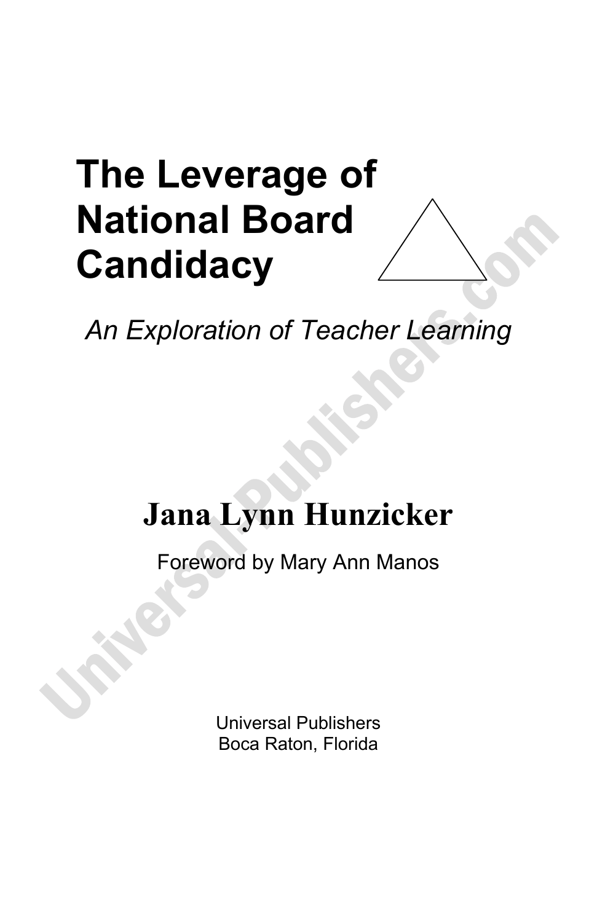# The Leverage of National Board Candidacy

*An Exploration of Teacher Learning*

**Jana Lynn Hunzicker**

Foreword by Mary Ann Manos

Universal Publishers
Boca Raton, Florida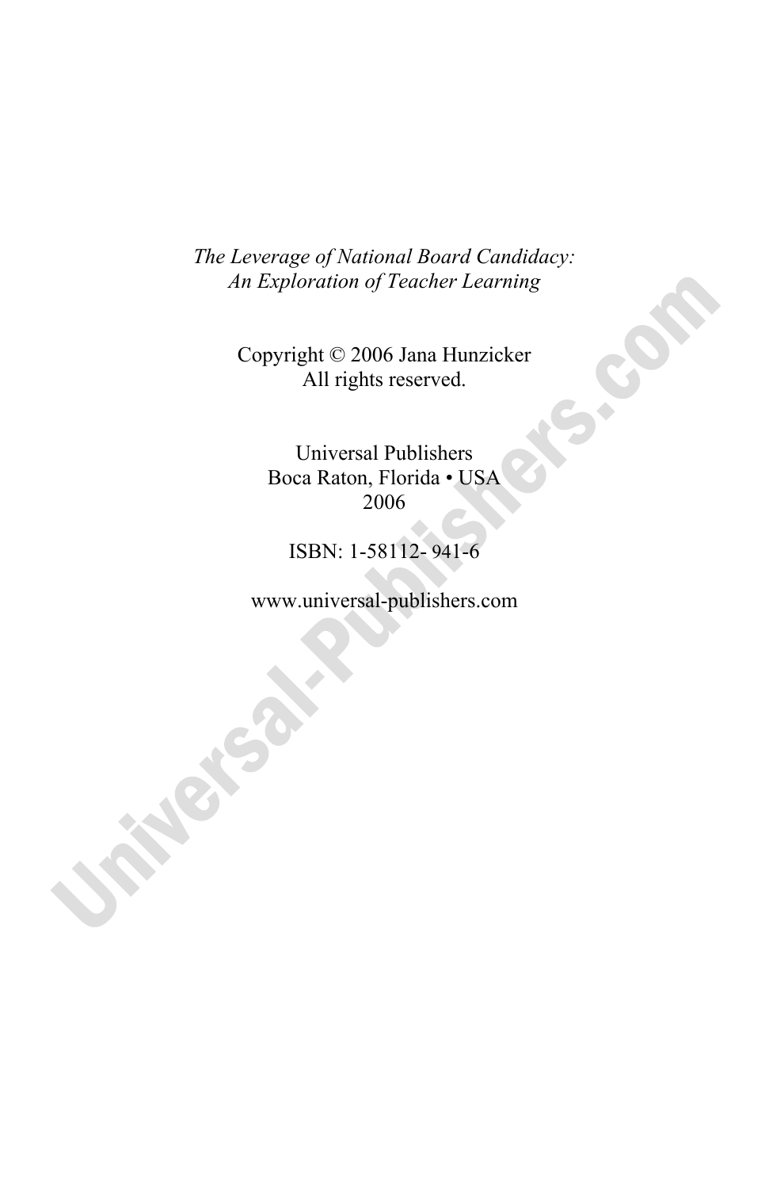*The Leverage of National Board Candidacy:*
*An Exploration of Teacher Learning*

Copyright © 2006 Jana Hunzicker
All rights reserved.

Universal Publishers
Boca Raton, Florida • USA
2006

ISBN: 1-58112- 941-6

www.universal-publishers.com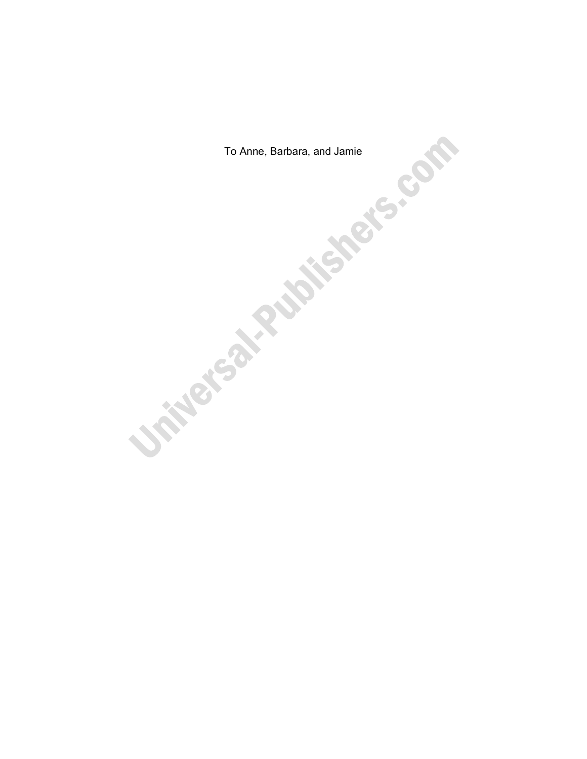To Anne, Barbara, and Jamie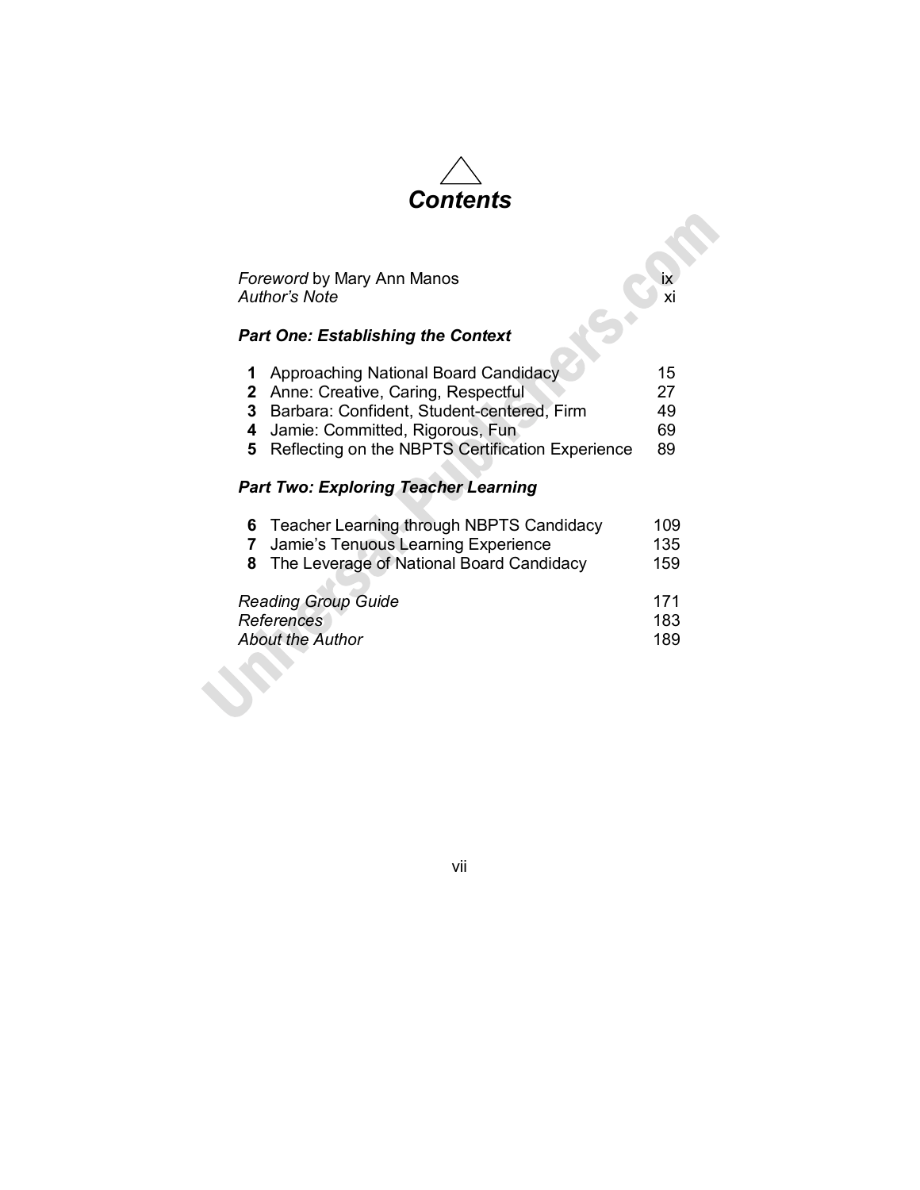# *Contents*

| | |
|---|---|
| *Foreword* by Mary Ann Manos | ix |
| *Author's Note* | xi |

### *Part One: Establishing the Context*

| | | |
|---|---|---|
| **1** | Approaching National Board Candidacy | 15 |
| **2** | Anne: Creative, Caring, Respectful | 27 |
| **3** | Barbara: Confident, Student-centered, Firm | 49 |
| **4** | Jamie: Committed, Rigorous, Fun | 69 |
| **5** | Reflecting on the NBPTS Certification Experience | 89 |

### *Part Two: Exploring Teacher Learning*

| | | |
|---|---|---|
| **6** | Teacher Learning through NBPTS Candidacy | 109 |
| **7** | Jamie's Tenuous Learning Experience | 135 |
| **8** | The Leverage of National Board Candidacy | 159 |

| | |
|---|---|
| *Reading Group Guide* | 171 |
| *References* | 183 |
| *About the Author* | 189 |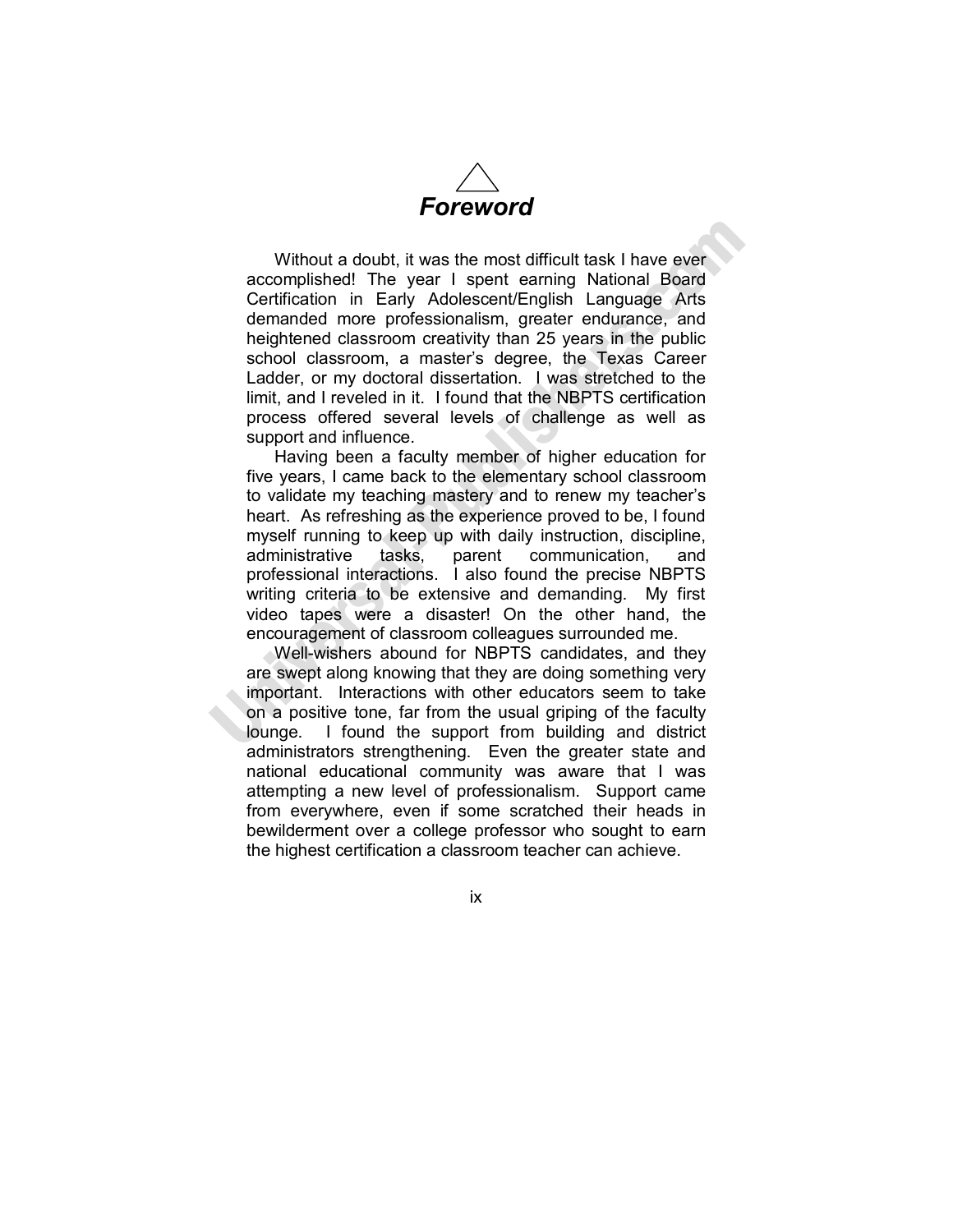# *Foreword*

Without a doubt, it was the most difficult task I have ever accomplished! The year I spent earning National Board Certification in Early Adolescent/English Language Arts demanded more professionalism, greater endurance, and heightened classroom creativity than 25 years in the public school classroom, a master's degree, the Texas Career Ladder, or my doctoral dissertation. I was stretched to the limit, and I reveled in it. I found that the NBPTS certification process offered several levels of challenge as well as support and influence.

Having been a faculty member of higher education for five years, I came back to the elementary school classroom to validate my teaching mastery and to renew my teacher's heart. As refreshing as the experience proved to be, I found myself running to keep up with daily instruction, discipline, administrative tasks, parent communication, and professional interactions. I also found the precise NBPTS writing criteria to be extensive and demanding. My first video tapes were a disaster! On the other hand, the encouragement of classroom colleagues surrounded me.

Well-wishers abound for NBPTS candidates, and they are swept along knowing that they are doing something very important. Interactions with other educators seem to take on a positive tone, far from the usual griping of the faculty lounge. I found the support from building and district administrators strengthening. Even the greater state and national educational community was aware that I was attempting a new level of professionalism. Support came from everywhere, even if some scratched their heads in bewilderment over a college professor who sought to earn the highest certification a classroom teacher can achieve.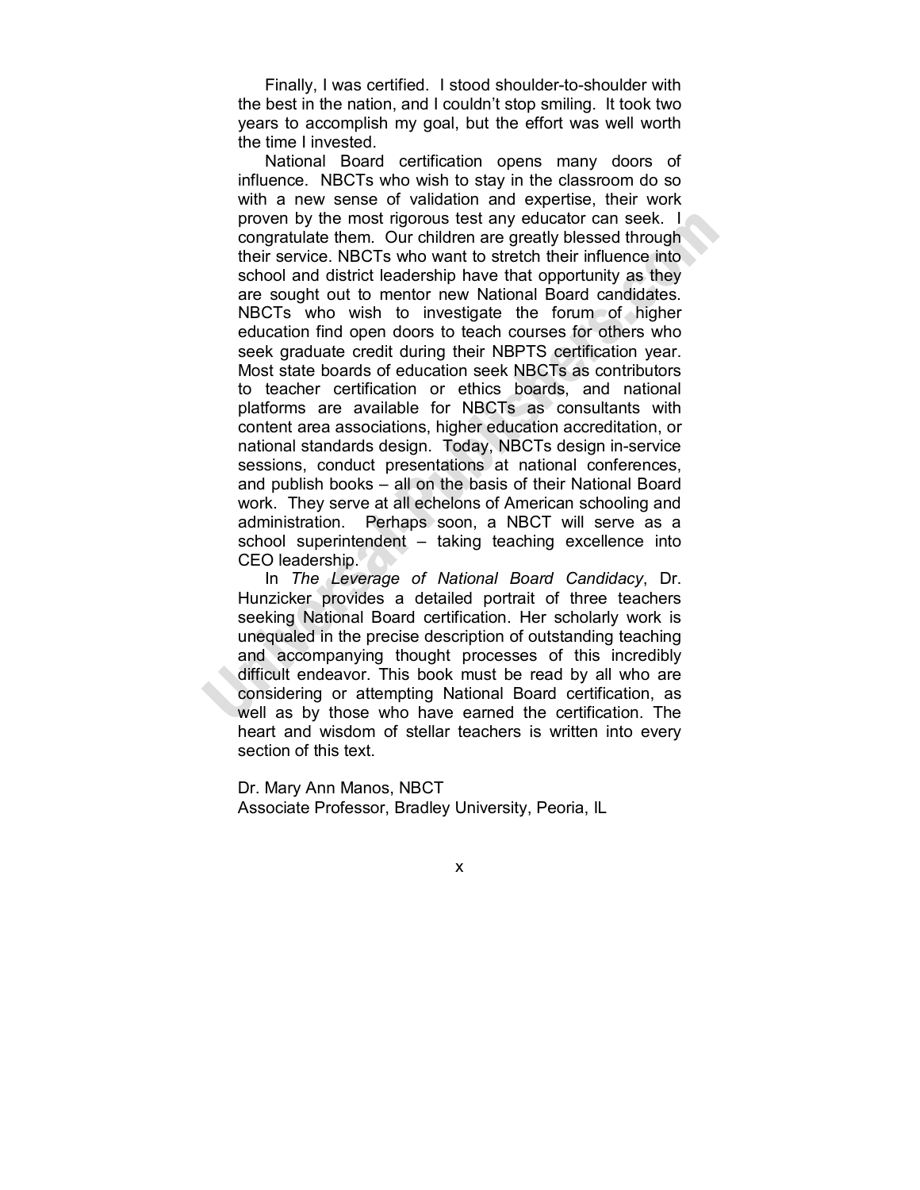Finally, I was certified. I stood shoulder-to-shoulder with the best in the nation, and I couldn't stop smiling. It took two years to accomplish my goal, but the effort was well worth the time I invested.

National Board certification opens many doors of influence. NBCTs who wish to stay in the classroom do so with a new sense of validation and expertise, their work proven by the most rigorous test any educator can seek. I congratulate them. Our children are greatly blessed through their service. NBCTs who want to stretch their influence into school and district leadership have that opportunity as they are sought out to mentor new National Board candidates. NBCTs who wish to investigate the forum of higher education find open doors to teach courses for others who seek graduate credit during their NBPTS certification year. Most state boards of education seek NBCTs as contributors to teacher certification or ethics boards, and national platforms are available for NBCTs as consultants with content area associations, higher education accreditation, or national standards design. Today, NBCTs design in-service sessions, conduct presentations at national conferences, and publish books – all on the basis of their National Board work. They serve at all echelons of American schooling and administration. Perhaps soon, a NBCT will serve as a school superintendent – taking teaching excellence into CEO leadership.

In *The Leverage of National Board Candidacy*, Dr. Hunzicker provides a detailed portrait of three teachers seeking National Board certification. Her scholarly work is unequaled in the precise description of outstanding teaching and accompanying thought processes of this incredibly difficult endeavor. This book must be read by all who are considering or attempting National Board certification, as well as by those who have earned the certification. The heart and wisdom of stellar teachers is written into every section of this text.

Dr. Mary Ann Manos, NBCT
Associate Professor, Bradley University, Peoria, IL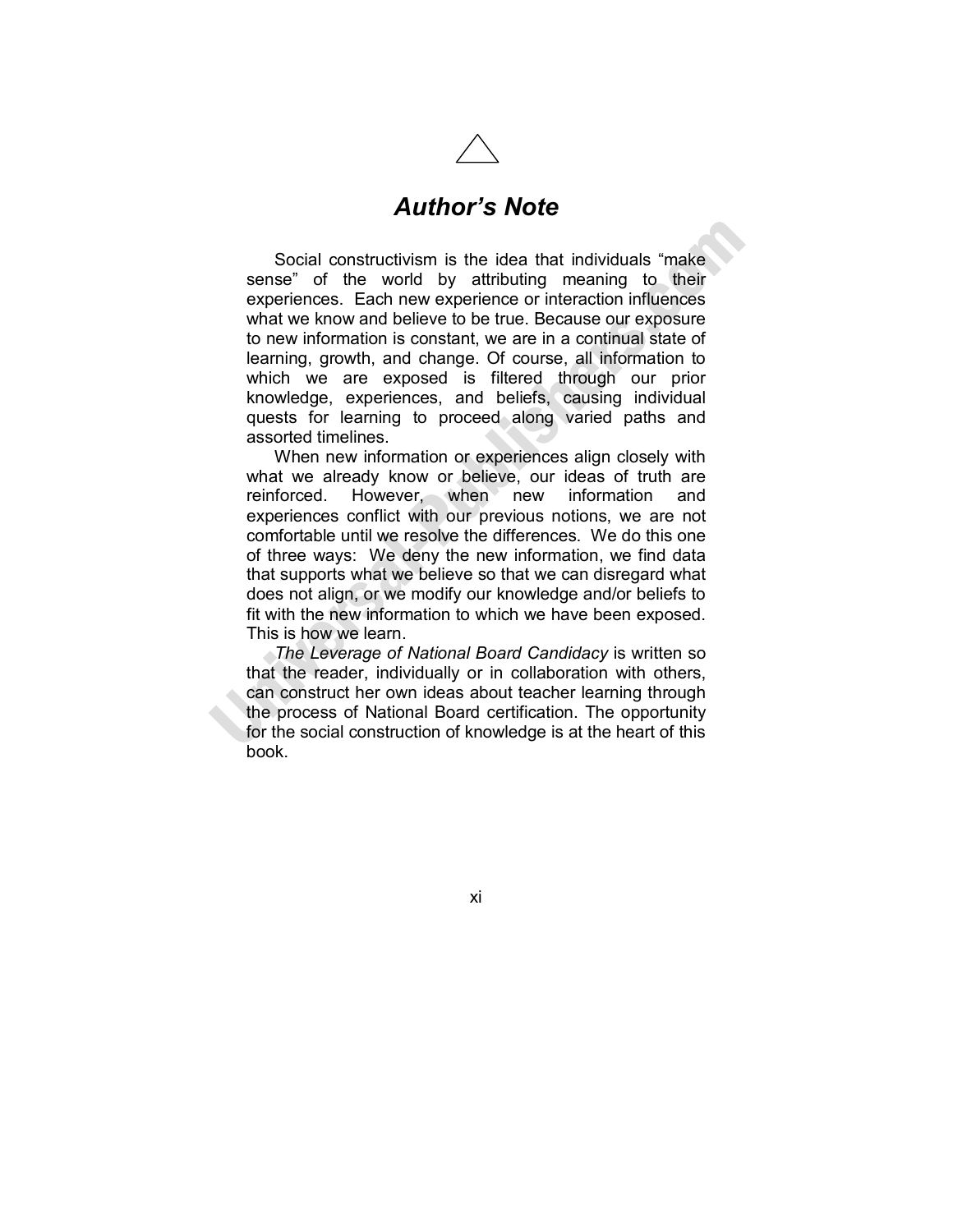# *Author's Note*

Social constructivism is the idea that individuals "make sense" of the world by attributing meaning to their experiences. Each new experience or interaction influences what we know and believe to be true. Because our exposure to new information is constant, we are in a continual state of learning, growth, and change. Of course, all information to which we are exposed is filtered through our prior knowledge, experiences, and beliefs, causing individual quests for learning to proceed along varied paths and assorted timelines.

When new information or experiences align closely with what we already know or believe, our ideas of truth are reinforced. However, when new information and experiences conflict with our previous notions, we are not comfortable until we resolve the differences. We do this one of three ways: We deny the new information, we find data that supports what we believe so that we can disregard what does not align, or we modify our knowledge and/or beliefs to fit with the new information to which we have been exposed. This is how we learn.

*The Leverage of National Board Candidacy* is written so that the reader, individually or in collaboration with others, can construct her own ideas about teacher learning through the process of National Board certification. The opportunity for the social construction of knowledge is at the heart of this book.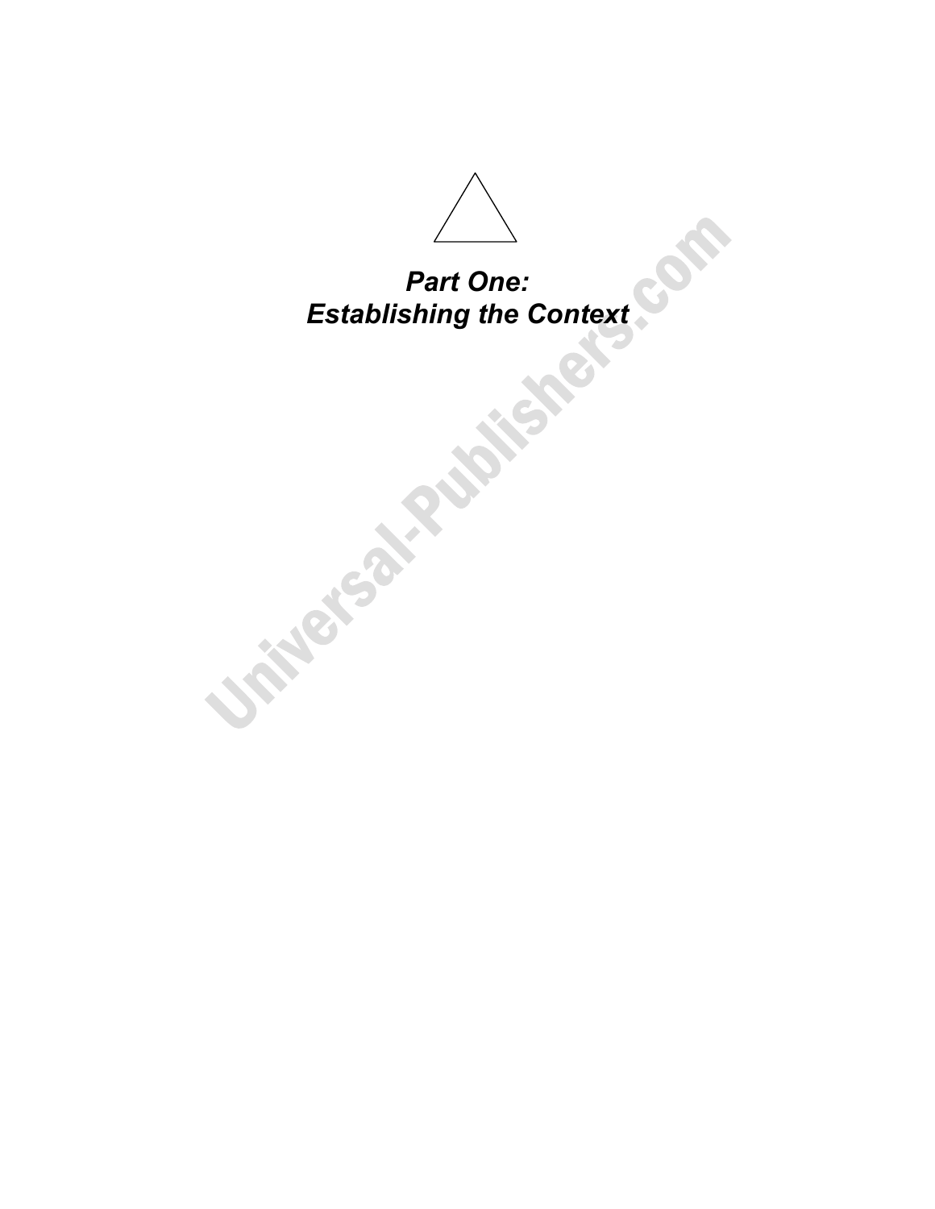# *Part One: Establishing the Context*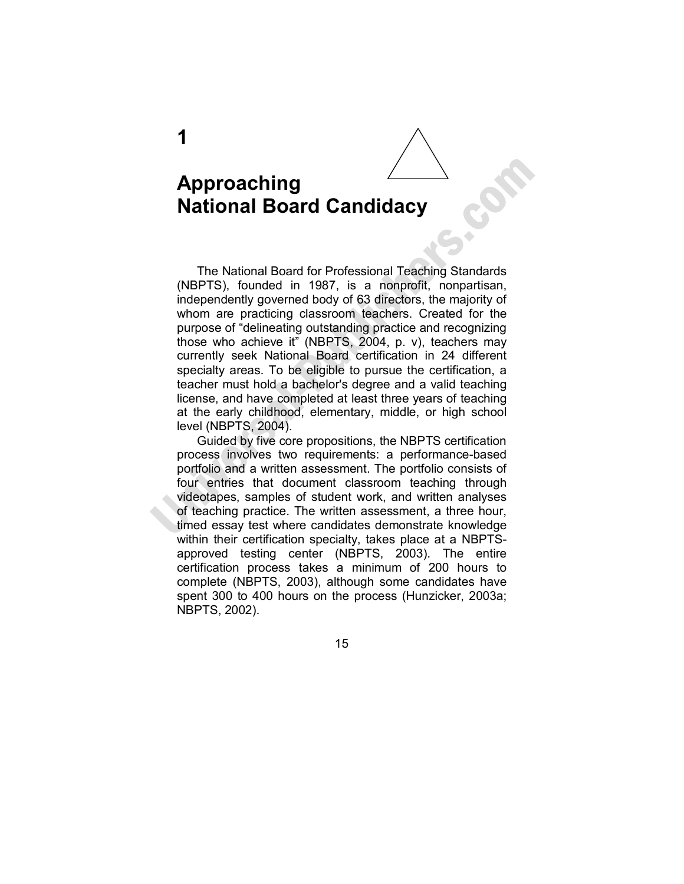# 1

# Approaching National Board Candidacy

The National Board for Professional Teaching Standards (NBPTS), founded in 1987, is a nonprofit, nonpartisan, independently governed body of 63 directors, the majority of whom are practicing classroom teachers. Created for the purpose of "delineating outstanding practice and recognizing those who achieve it" (NBPTS, 2004, p. v), teachers may currently seek National Board certification in 24 different specialty areas. To be eligible to pursue the certification, a teacher must hold a bachelor's degree and a valid teaching license, and have completed at least three years of teaching at the early childhood, elementary, middle, or high school level (NBPTS, 2004).

Guided by five core propositions, the NBPTS certification process involves two requirements: a performance-based portfolio and a written assessment. The portfolio consists of four entries that document classroom teaching through videotapes, samples of student work, and written analyses of teaching practice. The written assessment, a three hour, timed essay test where candidates demonstrate knowledge within their certification specialty, takes place at a NBPTS-approved testing center (NBPTS, 2003). The entire certification process takes a minimum of 200 hours to complete (NBPTS, 2003), although some candidates have spent 300 to 400 hours on the process (Hunzicker, 2003a; NBPTS, 2002).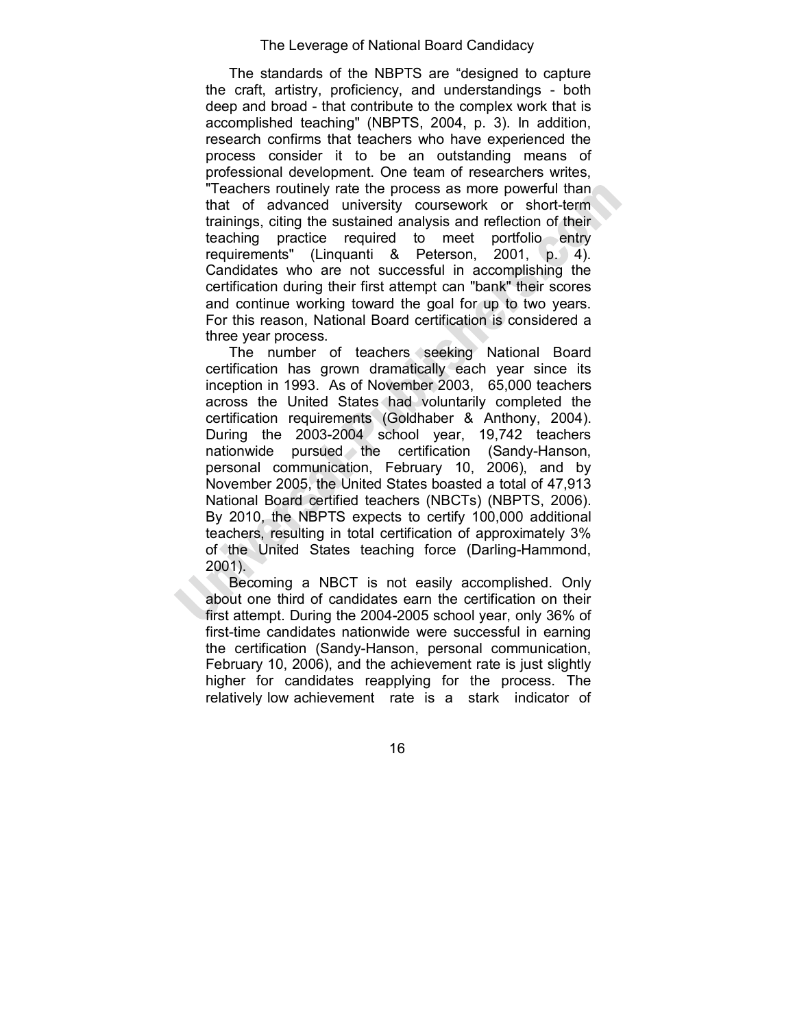The standards of the NBPTS are “designed to capture the craft, artistry, proficiency, and understandings - both deep and broad - that contribute to the complex work that is accomplished teaching" (NBPTS, 2004, p. 3). In addition, research confirms that teachers who have experienced the process consider it to be an outstanding means of professional development. One team of researchers writes, "Teachers routinely rate the process as more powerful than that of advanced university coursework or short-term trainings, citing the sustained analysis and reflection of their teaching practice required to meet portfolio entry requirements" (Linquanti & Peterson, 2001, p. 4). Candidates who are not successful in accomplishing the certification during their first attempt can "bank" their scores and continue working toward the goal for up to two years. For this reason, National Board certification is considered a three year process.

The number of teachers seeking National Board certification has grown dramatically each year since its inception in 1993. As of November 2003, 65,000 teachers across the United States had voluntarily completed the certification requirements (Goldhaber & Anthony, 2004). During the 2003-2004 school year, 19,742 teachers nationwide pursued the certification (Sandy-Hanson, personal communication, February 10, 2006), and by November 2005, the United States boasted a total of 47,913 National Board certified teachers (NBCTs) (NBPTS, 2006). By 2010, the NBPTS expects to certify 100,000 additional teachers, resulting in total certification of approximately 3% of the United States teaching force (Darling-Hammond, 2001).

Becoming a NBCT is not easily accomplished. Only about one third of candidates earn the certification on their first attempt. During the 2004-2005 school year, only 36% of first-time candidates nationwide were successful in earning the certification (Sandy-Hanson, personal communication, February 10, 2006), and the achievement rate is just slightly higher for candidates reapplying for the process. The relatively low achievement rate is a stark indicator of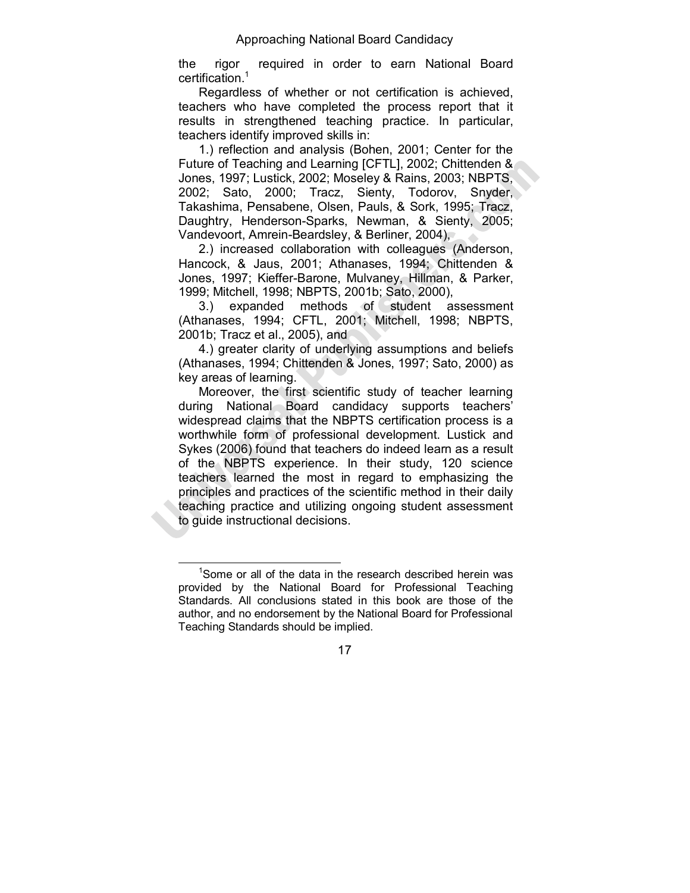the rigor required in order to earn National Board certification.[1]

Regardless of whether or not certification is achieved, teachers who have completed the process report that it results in strengthened teaching practice. In particular, teachers identify improved skills in:

1.) reflection and analysis (Bohen, 2001; Center for the Future of Teaching and Learning [CFTL], 2002; Chittenden & Jones, 1997; Lustick, 2002; Moseley & Rains, 2003; NBPTS, 2002; Sato, 2000; Tracz, Sienty, Todorov, Snyder, Takashima, Pensabene, Olsen, Pauls, & Sork, 1995; Tracz, Daughtry, Henderson-Sparks, Newman, & Sienty, 2005; Vandevoort, Amrein-Beardsley, & Berliner, 2004),

2.) increased collaboration with colleagues (Anderson, Hancock, & Jaus, 2001; Athanases, 1994; Chittenden & Jones, 1997; Kieffer-Barone, Mulvaney, Hillman, & Parker, 1999; Mitchell, 1998; NBPTS, 2001b; Sato, 2000),

3.) expanded methods of student assessment (Athanases, 1994; CFTL, 2001; Mitchell, 1998; NBPTS, 2001b; Tracz et al., 2005), and

4.) greater clarity of underlying assumptions and beliefs (Athanases, 1994; Chittenden & Jones, 1997; Sato, 2000) as key areas of learning.

Moreover, the first scientific study of teacher learning during National Board candidacy supports teachers' widespread claims that the NBPTS certification process is a worthwhile form of professional development. Lustick and Sykes (2006) found that teachers do indeed learn as a result of the NBPTS experience. In their study, 120 science teachers learned the most in regard to emphasizing the principles and practices of the scientific method in their daily teaching practice and utilizing ongoing student assessment to guide instructional decisions.

---

[1] Some or all of the data in the research described herein was provided by the National Board for Professional Teaching Standards. All conclusions stated in this book are those of the author, and no endorsement by the National Board for Professional Teaching Standards should be implied.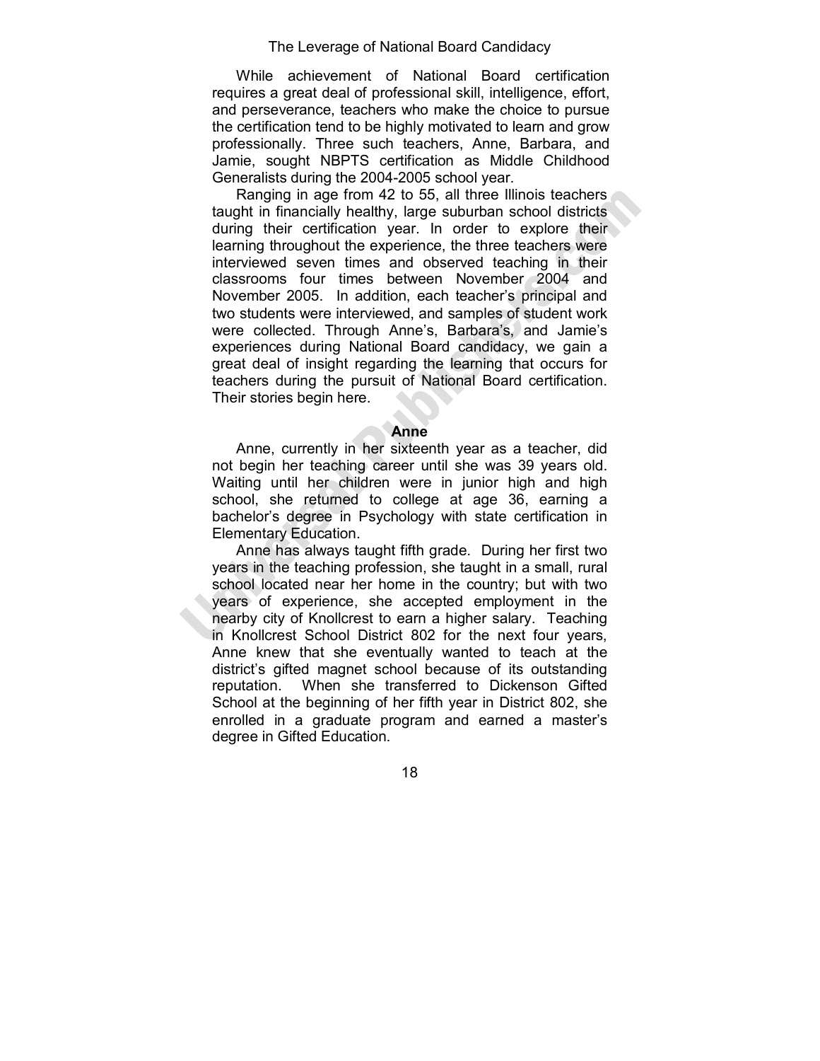While achievement of National Board certification requires a great deal of professional skill, intelligence, effort, and perseverance, teachers who make the choice to pursue the certification tend to be highly motivated to learn and grow professionally. Three such teachers, Anne, Barbara, and Jamie, sought NBPTS certification as Middle Childhood Generalists during the 2004-2005 school year.

Ranging in age from 42 to 55, all three Illinois teachers taught in financially healthy, large suburban school districts during their certification year. In order to explore their learning throughout the experience, the three teachers were interviewed seven times and observed teaching in their classrooms four times between November 2004 and November 2005. In addition, each teacher's principal and two students were interviewed, and samples of student work were collected. Through Anne's, Barbara's, and Jamie's experiences during National Board candidacy, we gain a great deal of insight regarding the learning that occurs for teachers during the pursuit of National Board certification. Their stories begin here.

**Anne**

Anne, currently in her sixteenth year as a teacher, did not begin her teaching career until she was 39 years old. Waiting until her children were in junior high and high school, she returned to college at age 36, earning a bachelor's degree in Psychology with state certification in Elementary Education.

Anne has always taught fifth grade. During her first two years in the teaching profession, she taught in a small, rural school located near her home in the country; but with two years of experience, she accepted employment in the nearby city of Knollcrest to earn a higher salary. Teaching in Knollcrest School District 802 for the next four years, Anne knew that she eventually wanted to teach at the district's gifted magnet school because of its outstanding reputation. When she transferred to Dickenson Gifted School at the beginning of her fifth year in District 802, she enrolled in a graduate program and earned a master's degree in Gifted Education.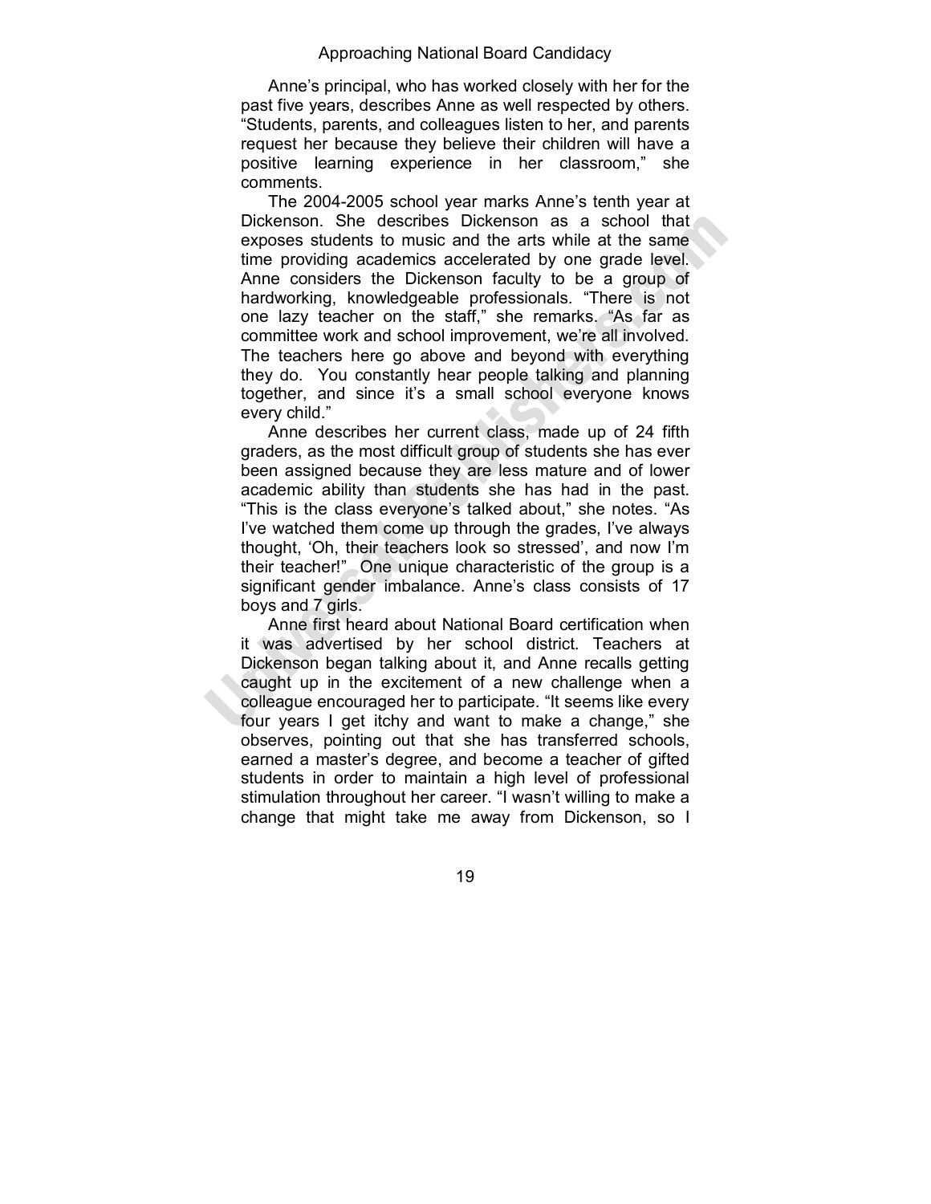Anne's principal, who has worked closely with her for the past five years, describes Anne as well respected by others. "Students, parents, and colleagues listen to her, and parents request her because they believe their children will have a positive learning experience in her classroom," she comments.

The 2004-2005 school year marks Anne's tenth year at Dickenson. She describes Dickenson as a school that exposes students to music and the arts while at the same time providing academics accelerated by one grade level. Anne considers the Dickenson faculty to be a group of hardworking, knowledgeable professionals. "There is not one lazy teacher on the staff," she remarks. "As far as committee work and school improvement, we're all involved. The teachers here go above and beyond with everything they do. You constantly hear people talking and planning together, and since it's a small school everyone knows every child."

Anne describes her current class, made up of 24 fifth graders, as the most difficult group of students she has ever been assigned because they are less mature and of lower academic ability than students she has had in the past. "This is the class everyone's talked about," she notes. "As I've watched them come up through the grades, I've always thought, 'Oh, their teachers look so stressed', and now I'm their teacher!" One unique characteristic of the group is a significant gender imbalance. Anne's class consists of 17 boys and 7 girls.

Anne first heard about National Board certification when it was advertised by her school district. Teachers at Dickenson began talking about it, and Anne recalls getting caught up in the excitement of a new challenge when a colleague encouraged her to participate. "It seems like every four years I get itchy and want to make a change," she observes, pointing out that she has transferred schools, earned a master's degree, and become a teacher of gifted students in order to maintain a high level of professional stimulation throughout her career. "I wasn't willing to make a change that might take me away from Dickenson, so I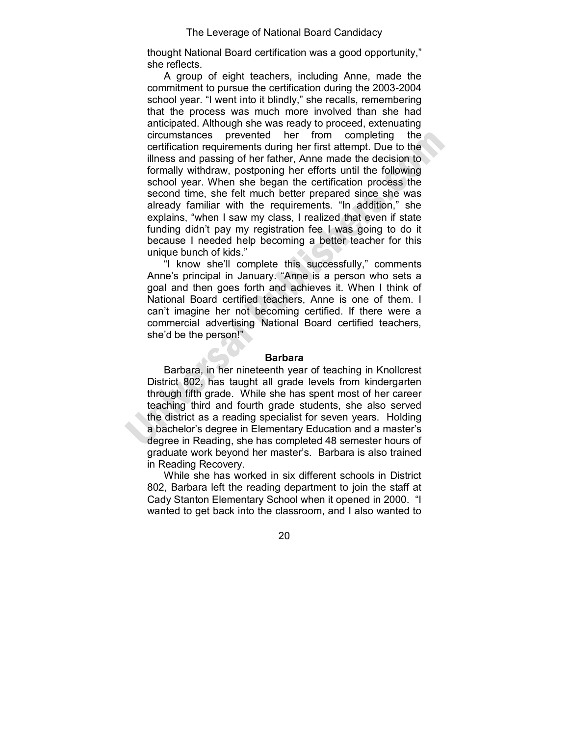thought National Board certification was a good opportunity," she reflects.

A group of eight teachers, including Anne, made the commitment to pursue the certification during the 2003-2004 school year. "I went into it blindly," she recalls, remembering that the process was much more involved than she had anticipated. Although she was ready to proceed, extenuating circumstances prevented her from completing the certification requirements during her first attempt. Due to the illness and passing of her father, Anne made the decision to formally withdraw, postponing her efforts until the following school year. When she began the certification process the second time, she felt much better prepared since she was already familiar with the requirements. "In addition," she explains, "when I saw my class, I realized that even if state funding didn't pay my registration fee I was going to do it because I needed help becoming a better teacher for this unique bunch of kids."

"I know she'll complete this successfully," comments Anne's principal in January. "Anne is a person who sets a goal and then goes forth and achieves it. When I think of National Board certified teachers, Anne is one of them. I can't imagine her not becoming certified. If there were a commercial advertising National Board certified teachers, she'd be the person!"

### Barbara

Barbara, in her nineteenth year of teaching in Knollcrest District 802, has taught all grade levels from kindergarten through fifth grade. While she has spent most of her career teaching third and fourth grade students, she also served the district as a reading specialist for seven years. Holding a bachelor's degree in Elementary Education and a master's degree in Reading, she has completed 48 semester hours of graduate work beyond her master's. Barbara is also trained in Reading Recovery.

While she has worked in six different schools in District 802, Barbara left the reading department to join the staff at Cady Stanton Elementary School when it opened in 2000. "I wanted to get back into the classroom, and I also wanted to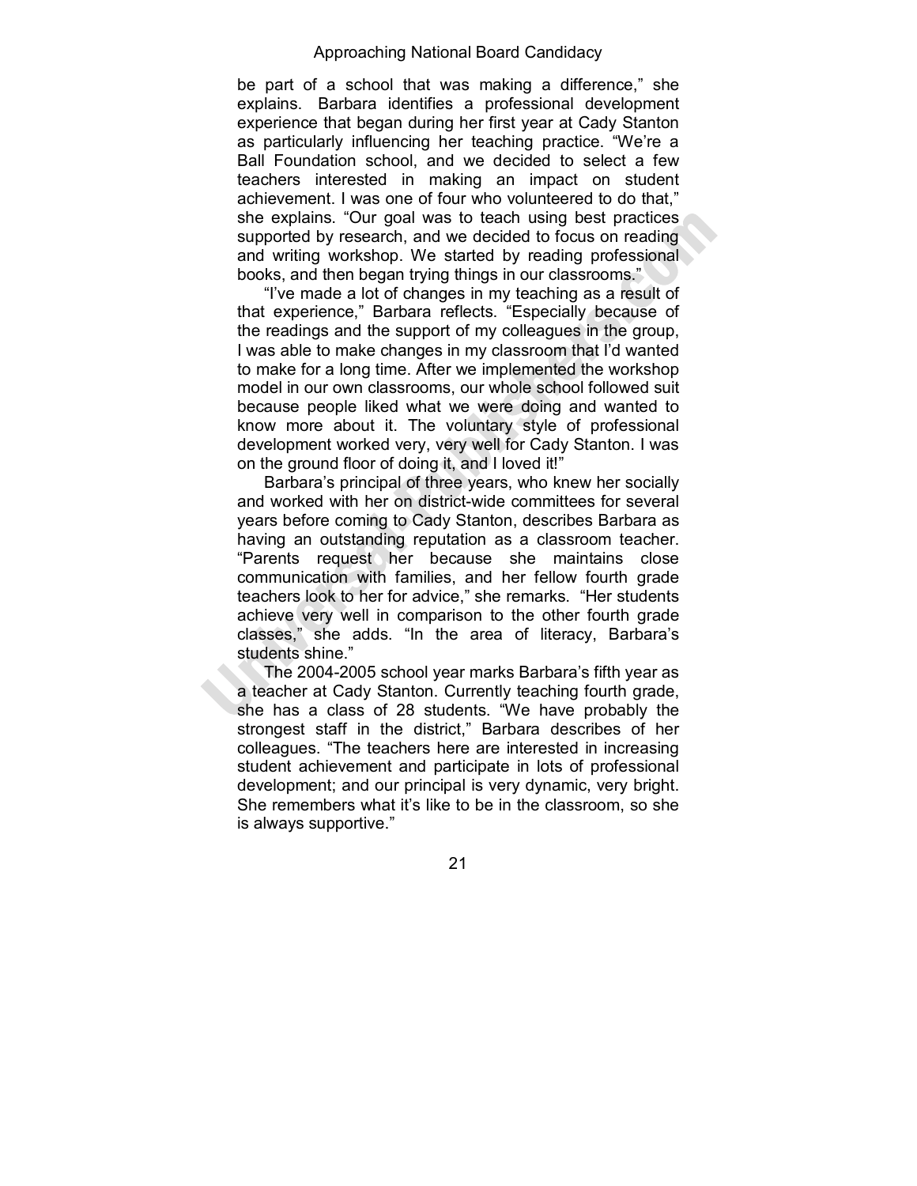be part of a school that was making a difference," she explains. Barbara identifies a professional development experience that began during her first year at Cady Stanton as particularly influencing her teaching practice. "We're a Ball Foundation school, and we decided to select a few teachers interested in making an impact on student achievement. I was one of four who volunteered to do that," she explains. "Our goal was to teach using best practices supported by research, and we decided to focus on reading and writing workshop. We started by reading professional books, and then began trying things in our classrooms."

"I've made a lot of changes in my teaching as a result of that experience," Barbara reflects. "Especially because of the readings and the support of my colleagues in the group, I was able to make changes in my classroom that I'd wanted to make for a long time. After we implemented the workshop model in our own classrooms, our whole school followed suit because people liked what we were doing and wanted to know more about it. The voluntary style of professional development worked very, very well for Cady Stanton. I was on the ground floor of doing it, and I loved it!"

Barbara's principal of three years, who knew her socially and worked with her on district-wide committees for several years before coming to Cady Stanton, describes Barbara as having an outstanding reputation as a classroom teacher. "Parents request her because she maintains close communication with families, and her fellow fourth grade teachers look to her for advice," she remarks. "Her students achieve very well in comparison to the other fourth grade classes," she adds. "In the area of literacy, Barbara's students shine."

The 2004-2005 school year marks Barbara's fifth year as a teacher at Cady Stanton. Currently teaching fourth grade, she has a class of 28 students. "We have probably the strongest staff in the district," Barbara describes of her colleagues. "The teachers here are interested in increasing student achievement and participate in lots of professional development; and our principal is very dynamic, very bright. She remembers what it's like to be in the classroom, so she is always supportive."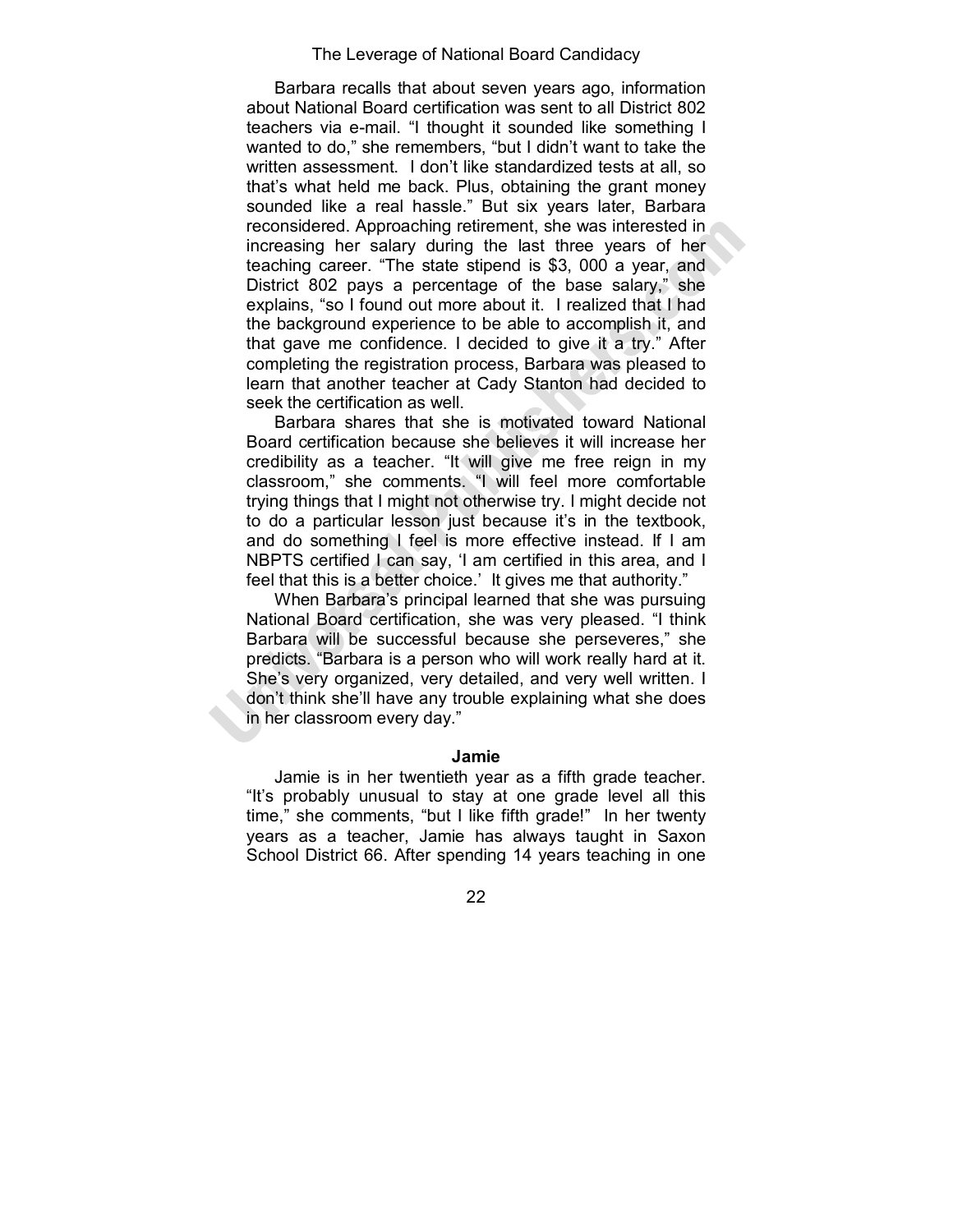Barbara recalls that about seven years ago, information about National Board certification was sent to all District 802 teachers via e-mail. "I thought it sounded like something I wanted to do," she remembers, "but I didn't want to take the written assessment. I don't like standardized tests at all, so that's what held me back. Plus, obtaining the grant money sounded like a real hassle." But six years later, Barbara reconsidered. Approaching retirement, she was interested in increasing her salary during the last three years of her teaching career. "The state stipend is $3, 000 a year, and District 802 pays a percentage of the base salary," she explains, "so I found out more about it. I realized that I had the background experience to be able to accomplish it, and that gave me confidence. I decided to give it a try." After completing the registration process, Barbara was pleased to learn that another teacher at Cady Stanton had decided to seek the certification as well.

Barbara shares that she is motivated toward National Board certification because she believes it will increase her credibility as a teacher. "It will give me free reign in my classroom," she comments. "I will feel more comfortable trying things that I might not otherwise try. I might decide not to do a particular lesson just because it's in the textbook, and do something I feel is more effective instead. If I am NBPTS certified I can say, 'I am certified in this area, and I feel that this is a better choice.' It gives me that authority."

When Barbara's principal learned that she was pursuing National Board certification, she was very pleased. "I think Barbara will be successful because she perseveres," she predicts. "Barbara is a person who will work really hard at it. She's very organized, very detailed, and very well written. I don't think she'll have any trouble explaining what she does in her classroom every day."

### Jamie

Jamie is in her twentieth year as a fifth grade teacher. "It's probably unusual to stay at one grade level all this time," she comments, "but I like fifth grade!" In her twenty years as a teacher, Jamie has always taught in Saxon School District 66. After spending 14 years teaching in one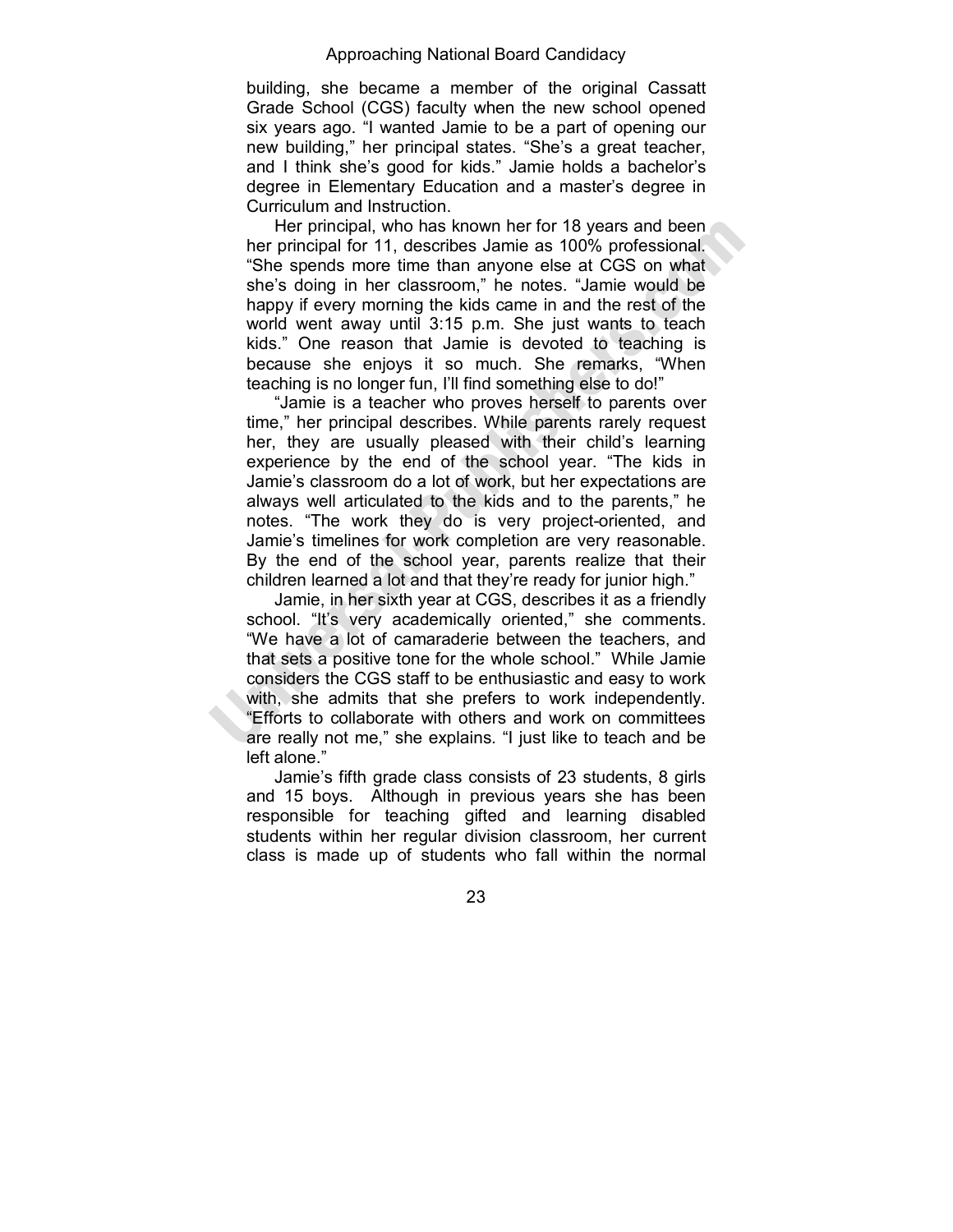building, she became a member of the original Cassatt Grade School (CGS) faculty when the new school opened six years ago. "I wanted Jamie to be a part of opening our new building," her principal states. "She's a great teacher, and I think she's good for kids." Jamie holds a bachelor's degree in Elementary Education and a master's degree in Curriculum and Instruction.

Her principal, who has known her for 18 years and been her principal for 11, describes Jamie as 100% professional. "She spends more time than anyone else at CGS on what she's doing in her classroom," he notes. "Jamie would be happy if every morning the kids came in and the rest of the world went away until 3:15 p.m. She just wants to teach kids." One reason that Jamie is devoted to teaching is because she enjoys it so much. She remarks, "When teaching is no longer fun, I'll find something else to do!"

"Jamie is a teacher who proves herself to parents over time," her principal describes. While parents rarely request her, they are usually pleased with their child's learning experience by the end of the school year. "The kids in Jamie's classroom do a lot of work, but her expectations are always well articulated to the kids and to the parents," he notes. "The work they do is very project-oriented, and Jamie's timelines for work completion are very reasonable. By the end of the school year, parents realize that their children learned a lot and that they're ready for junior high."

Jamie, in her sixth year at CGS, describes it as a friendly school. "It's very academically oriented," she comments. "We have a lot of camaraderie between the teachers, and that sets a positive tone for the whole school." While Jamie considers the CGS staff to be enthusiastic and easy to work with, she admits that she prefers to work independently. "Efforts to collaborate with others and work on committees are really not me," she explains. "I just like to teach and be left alone."

Jamie's fifth grade class consists of 23 students, 8 girls and 15 boys. Although in previous years she has been responsible for teaching gifted and learning disabled students within her regular division classroom, her current class is made up of students who fall within the normal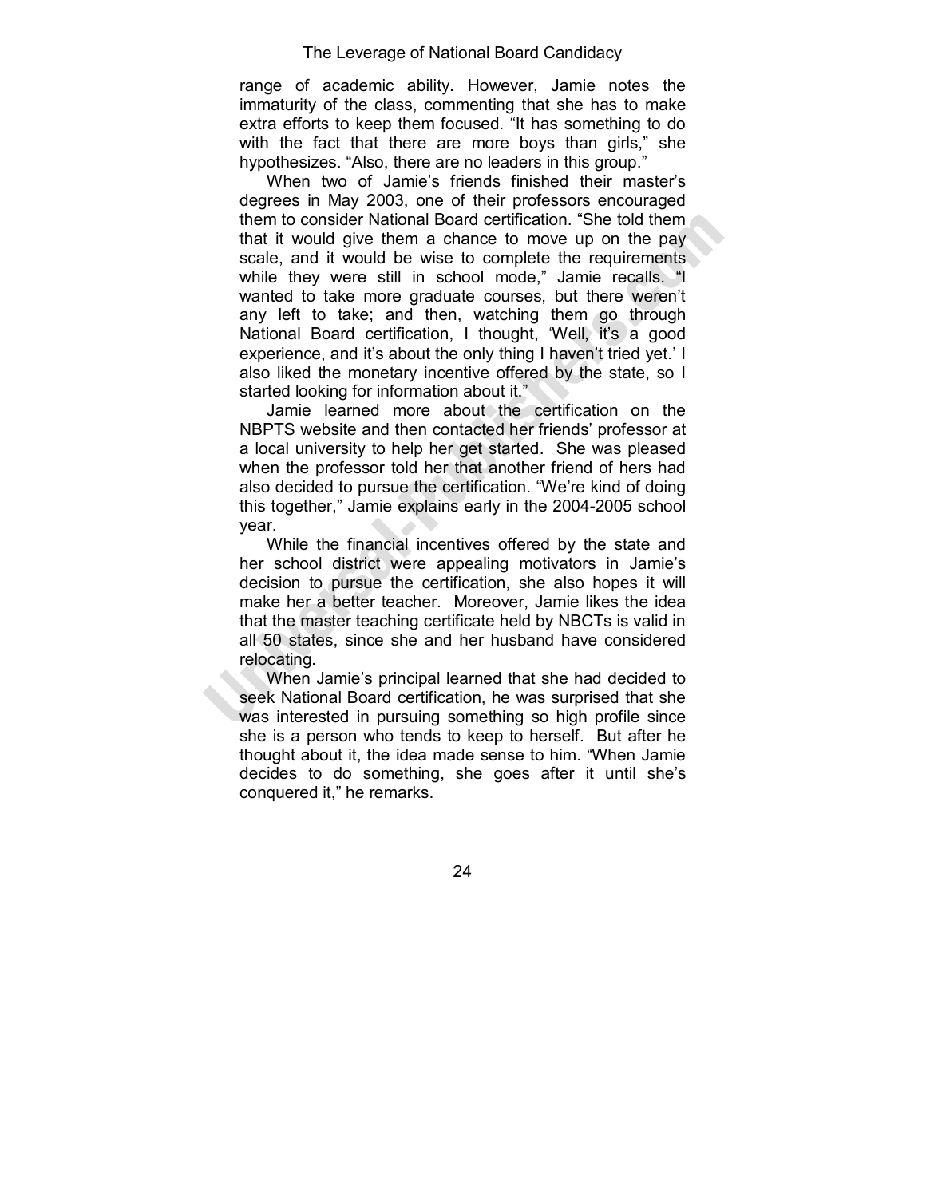range of academic ability. However, Jamie notes the immaturity of the class, commenting that she has to make extra efforts to keep them focused. "It has something to do with the fact that there are more boys than girls," she hypothesizes. "Also, there are no leaders in this group."

When two of Jamie's friends finished their master's degrees in May 2003, one of their professors encouraged them to consider National Board certification. "She told them that it would give them a chance to move up on the pay scale, and it would be wise to complete the requirements while they were still in school mode," Jamie recalls. "I wanted to take more graduate courses, but there weren't any left to take; and then, watching them go through National Board certification, I thought, 'Well, it's a good experience, and it's about the only thing I haven't tried yet.' I also liked the monetary incentive offered by the state, so I started looking for information about it."

Jamie learned more about the certification on the NBPTS website and then contacted her friends' professor at a local university to help her get started. She was pleased when the professor told her that another friend of hers had also decided to pursue the certification. "We're kind of doing this together," Jamie explains early in the 2004-2005 school year.

While the financial incentives offered by the state and her school district were appealing motivators in Jamie's decision to pursue the certification, she also hopes it will make her a better teacher. Moreover, Jamie likes the idea that the master teaching certificate held by NBCTs is valid in all 50 states, since she and her husband have considered relocating.

When Jamie's principal learned that she had decided to seek National Board certification, he was surprised that she was interested in pursuing something so high profile since she is a person who tends to keep to herself. But after he thought about it, the idea made sense to him. "When Jamie decides to do something, she goes after it until she's conquered it," he remarks.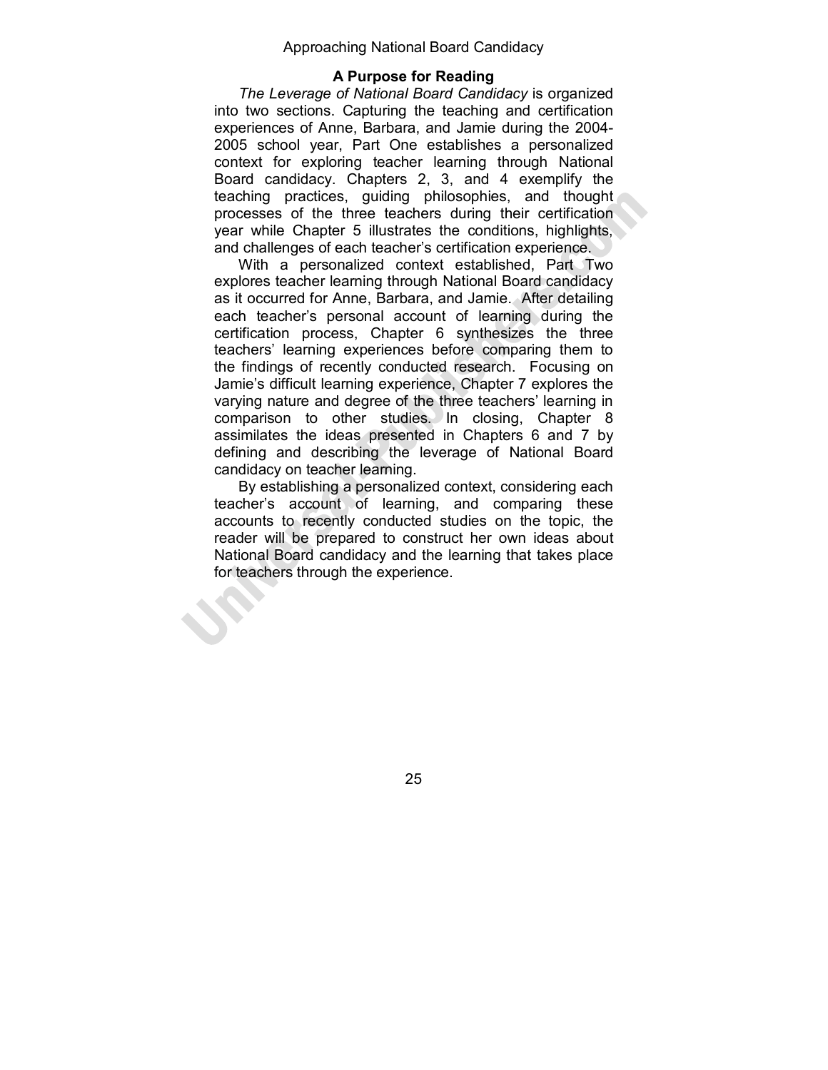### A Purpose for Reading

*The Leverage of National Board Candidacy* is organized into two sections. Capturing the teaching and certification experiences of Anne, Barbara, and Jamie during the 2004-2005 school year, Part One establishes a personalized context for exploring teacher learning through National Board candidacy. Chapters 2, 3, and 4 exemplify the teaching practices, guiding philosophies, and thought processes of the three teachers during their certification year while Chapter 5 illustrates the conditions, highlights, and challenges of each teacher's certification experience.

With a personalized context established, Part Two explores teacher learning through National Board candidacy as it occurred for Anne, Barbara, and Jamie. After detailing each teacher's personal account of learning during the certification process, Chapter 6 synthesizes the three teachers' learning experiences before comparing them to the findings of recently conducted research. Focusing on Jamie's difficult learning experience, Chapter 7 explores the varying nature and degree of the three teachers' learning in comparison to other studies. In closing, Chapter 8 assimilates the ideas presented in Chapters 6 and 7 by defining and describing the leverage of National Board candidacy on teacher learning.

By establishing a personalized context, considering each teacher's account of learning, and comparing these accounts to recently conducted studies on the topic, the reader will be prepared to construct her own ideas about National Board candidacy and the learning that takes place for teachers through the experience.